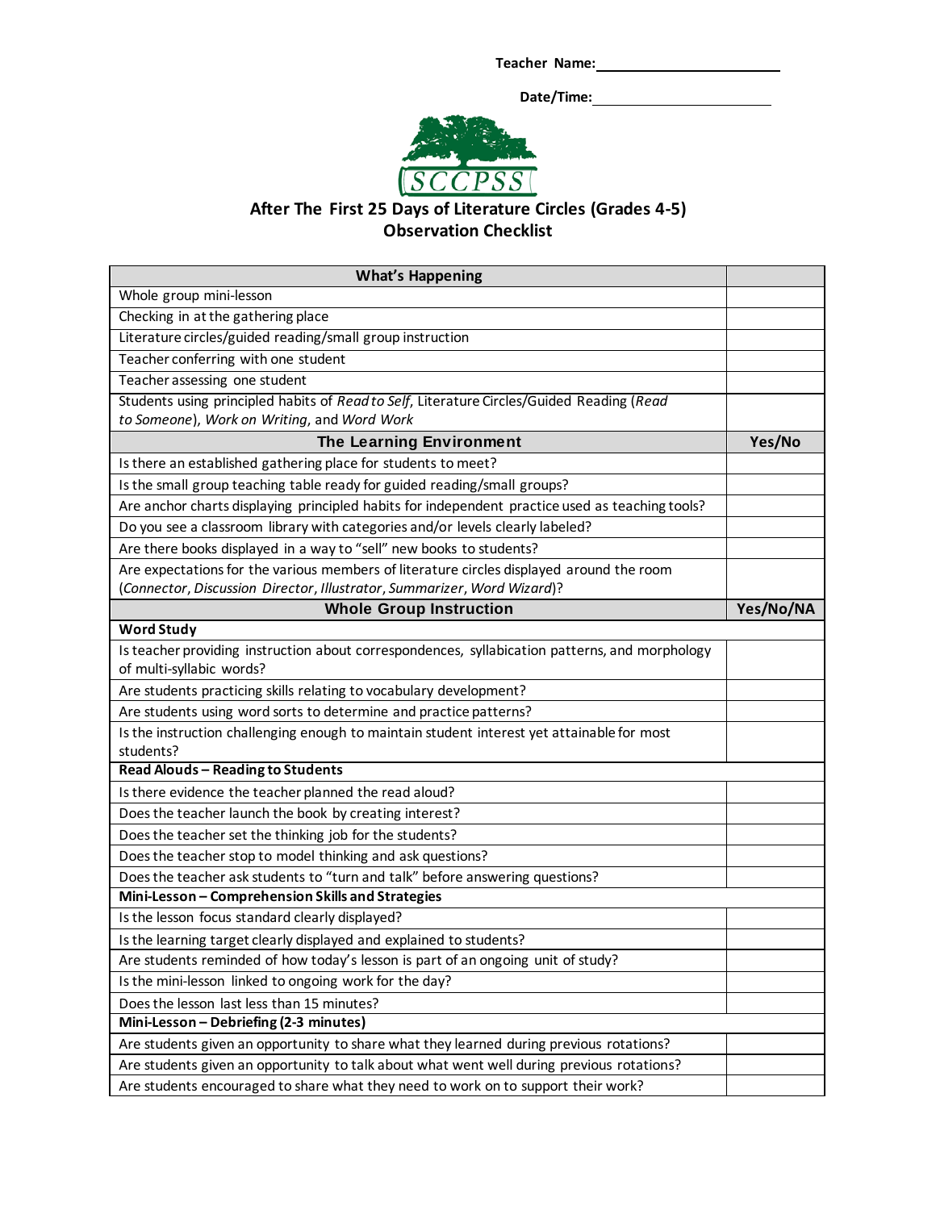**Teacher Name:** ______________________

**Date/Time:** ______________________

SCCPSS

# After The First 25 Days of Literature Circles (Grades 4-5)
## Observation Checklist

| What's Happening | |
|---|---|
| Whole group mini-lesson | |
| Checking in at the gathering place | |
| Literature circles/guided reading/small group instruction | |
| Teacher conferring with one student | |
| Teacher assessing one student | |
| Students using principled habits of *Read to Self*, Literature Circles/Guided Reading (*Read to Someone*), *Work on Writing*, and *Word Work* | |
| **The Learning Environment** | **Yes/No** |
| Is there an established gathering place for students to meet? | |
| Is the small group teaching table ready for guided reading/small groups? | |
| Are anchor charts displaying principled habits for independent practice used as teaching tools? | |
| Do you see a classroom library with categories and/or levels clearly labeled? | |
| Are there books displayed in a way to "sell" new books to students? | |
| Are expectations for the various members of literature circles displayed around the room (*Connector*, *Discussion Director*, *Illustrator*, *Summarizer*, *Word Wizard*)? | |
| **Whole Group Instruction** | **Yes/No/NA** |
| **Word Study** | |
| Is teacher providing instruction about correspondences, syllabication patterns, and morphology of multi-syllabic words? | |
| Are students practicing skills relating to vocabulary development? | |
| Are students using word sorts to determine and practice patterns? | |
| Is the instruction challenging enough to maintain student interest yet attainable for most students? | |
| **Read Alouds – Reading to Students** | |
| Is there evidence the teacher planned the read aloud? | |
| Does the teacher launch the book by creating interest? | |
| Does the teacher set the thinking job for the students? | |
| Does the teacher stop to model thinking and ask questions? | |
| Does the teacher ask students to "turn and talk" before answering questions? | |
| **Mini-Lesson – Comprehension Skills and Strategies** | |
| Is the lesson focus standard clearly displayed? | |
| Is the learning target clearly displayed and explained to students? | |
| Are students reminded of how today's lesson is part of an ongoing unit of study? | |
| Is the mini-lesson linked to ongoing work for the day? | |
| Does the lesson last less than 15 minutes? | |
| **Mini-Lesson – Debriefing (2-3 minutes)** | |
| Are students given an opportunity to share what they learned during previous rotations? | |
| Are students given an opportunity to talk about what went well during previous rotations? | |
| Are students encouraged to share what they need to work on to support their work? | |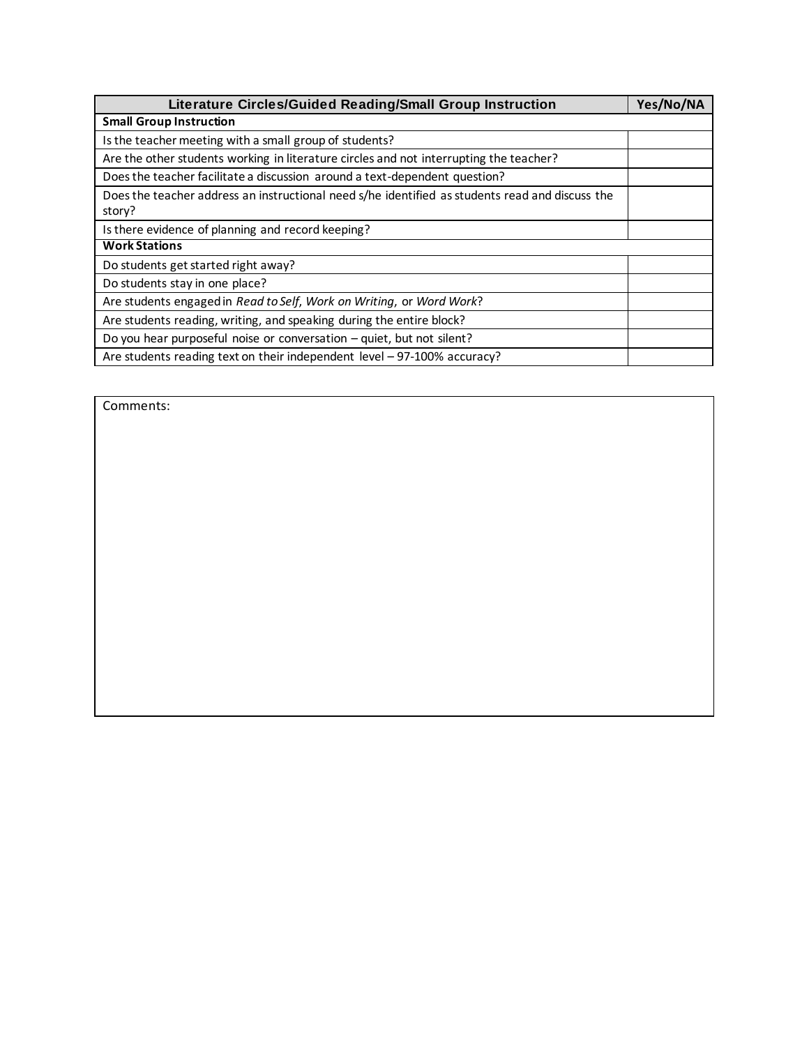| Literature Circles/Guided Reading/Small Group Instruction | Yes/No/NA |
| --- | --- |
| **Small Group Instruction** | |
| Is the teacher meeting with a small group of students? | |
| Are the other students working in literature circles and not interrupting the teacher? | |
| Does the teacher facilitate a discussion around a text-dependent question? | |
| Does the teacher address an instructional need s/he identified as students read and discuss the story? | |
| Is there evidence of planning and record keeping? | |
| **Work Stations** | |
| Do students get started right away? | |
| Do students stay in one place? | |
| Are students engaged in *Read to Self*, *Work on Writing*, or *Word Work*? | |
| Are students reading, writing, and speaking during the entire block? | |
| Do you hear purposeful noise or conversation – quiet, but not silent? | |
| Are students reading text on their independent level – 97-100% accuracy? | |

Comments: